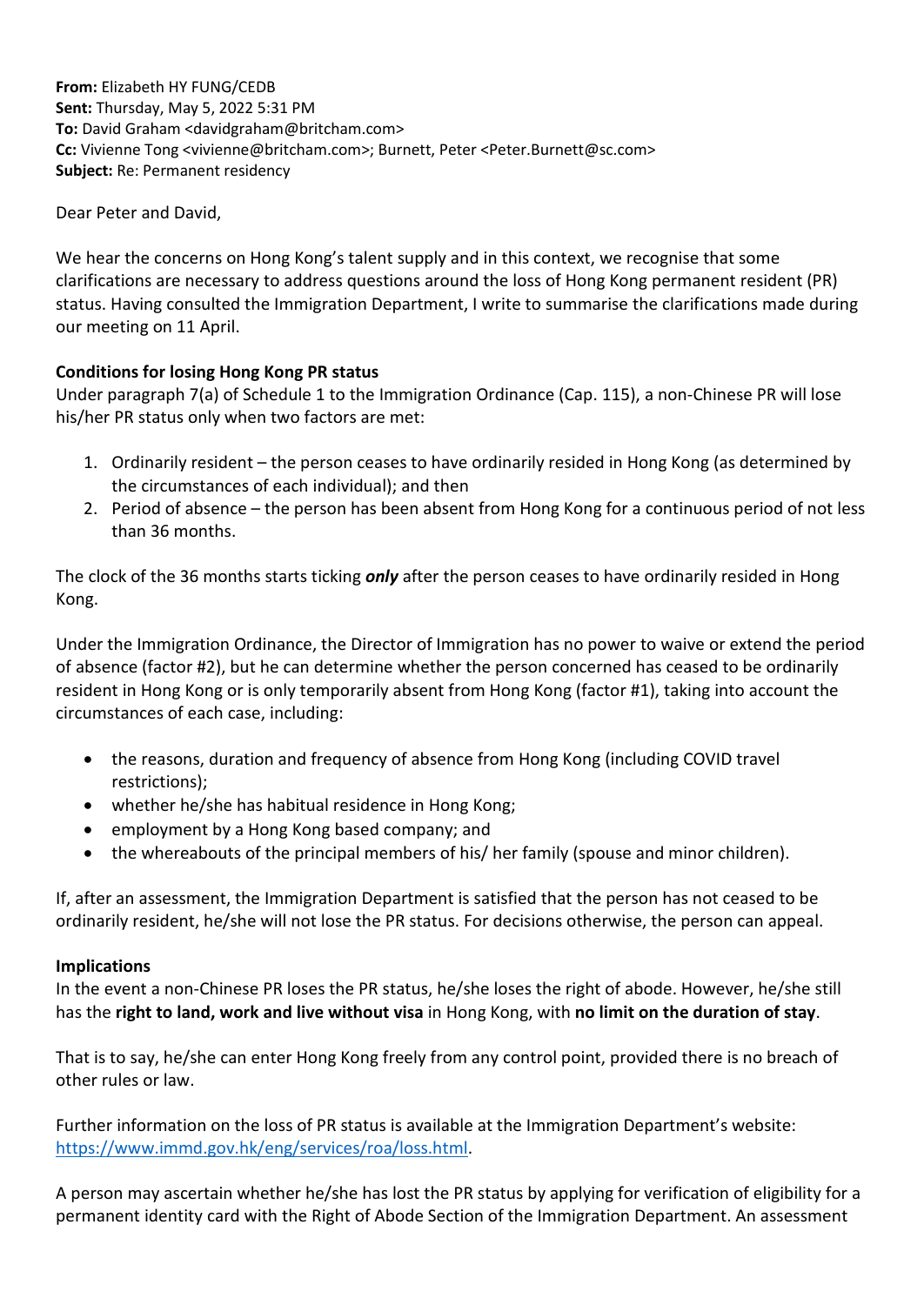**From:** Elizabeth HY FUNG/CEDB
**Sent:** Thursday, May 5, 2022 5:31 PM
**To:** David Graham <davidgraham@britcham.com>
**Cc:** Vivienne Tong <vivienne@britcham.com>; Burnett, Peter <Peter.Burnett@sc.com>
**Subject:** Re: Permanent residency

Dear Peter and David,

We hear the concerns on Hong Kong's talent supply and in this context, we recognise that some clarifications are necessary to address questions around the loss of Hong Kong permanent resident (PR) status. Having consulted the Immigration Department, I write to summarise the clarifications made during our meeting on 11 April.

**Conditions for losing Hong Kong PR status**

Under paragraph 7(a) of Schedule 1 to the Immigration Ordinance (Cap. 115), a non-Chinese PR will lose his/her PR status only when two factors are met:

1. Ordinarily resident – the person ceases to have ordinarily resided in Hong Kong (as determined by the circumstances of each individual); and then
2. Period of absence – the person has been absent from Hong Kong for a continuous period of not less than 36 months.

The clock of the 36 months starts ticking ***only*** after the person ceases to have ordinarily resided in Hong Kong.

Under the Immigration Ordinance, the Director of Immigration has no power to waive or extend the period of absence (factor #2), but he can determine whether the person concerned has ceased to be ordinarily resident in Hong Kong or is only temporarily absent from Hong Kong (factor #1), taking into account the circumstances of each case, including:

- the reasons, duration and frequency of absence from Hong Kong (including COVID travel restrictions);
- whether he/she has habitual residence in Hong Kong;
- employment by a Hong Kong based company; and
- the whereabouts of the principal members of his/ her family (spouse and minor children).

If, after an assessment, the Immigration Department is satisfied that the person has not ceased to be ordinarily resident, he/she will not lose the PR status. For decisions otherwise, the person can appeal.

**Implications**

In the event a non-Chinese PR loses the PR status, he/she loses the right of abode. However, he/she still has the **right to land, work and live without visa** in Hong Kong, with **no limit on the duration of stay**.

That is to say, he/she can enter Hong Kong freely from any control point, provided there is no breach of other rules or law.

Further information on the loss of PR status is available at the Immigration Department's website: https://www.immd.gov.hk/eng/services/roa/loss.html.

A person may ascertain whether he/she has lost the PR status by applying for verification of eligibility for a permanent identity card with the Right of Abode Section of the Immigration Department. An assessment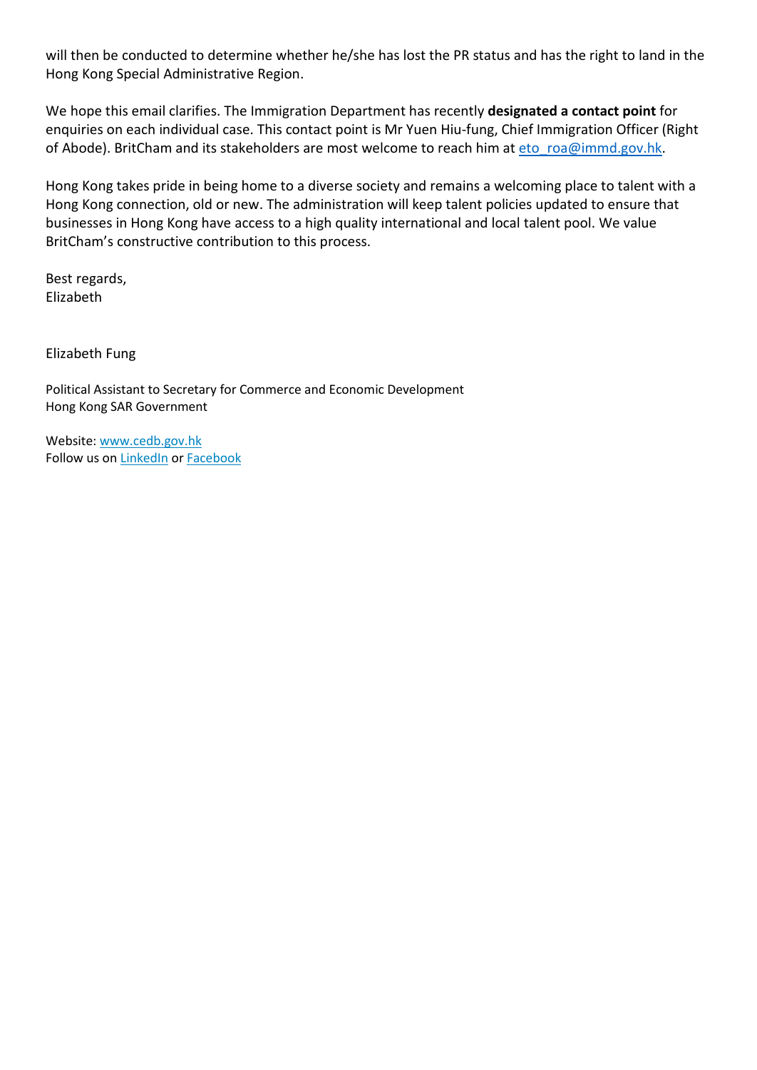will then be conducted to determine whether he/she has lost the PR status and has the right to land in the Hong Kong Special Administrative Region.

We hope this email clarifies. The Immigration Department has recently **designated a contact point** for enquiries on each individual case. This contact point is Mr Yuen Hiu-fung, Chief Immigration Officer (Right of Abode). BritCham and its stakeholders are most welcome to reach him at eto_roa@immd.gov.hk.

Hong Kong takes pride in being home to a diverse society and remains a welcoming place to talent with a Hong Kong connection, old or new. The administration will keep talent policies updated to ensure that businesses in Hong Kong have access to a high quality international and local talent pool. We value BritCham's constructive contribution to this process.

Best regards,
Elizabeth

Elizabeth Fung

Political Assistant to Secretary for Commerce and Economic Development
Hong Kong SAR Government

Website: www.cedb.gov.hk
Follow us on LinkedIn or Facebook